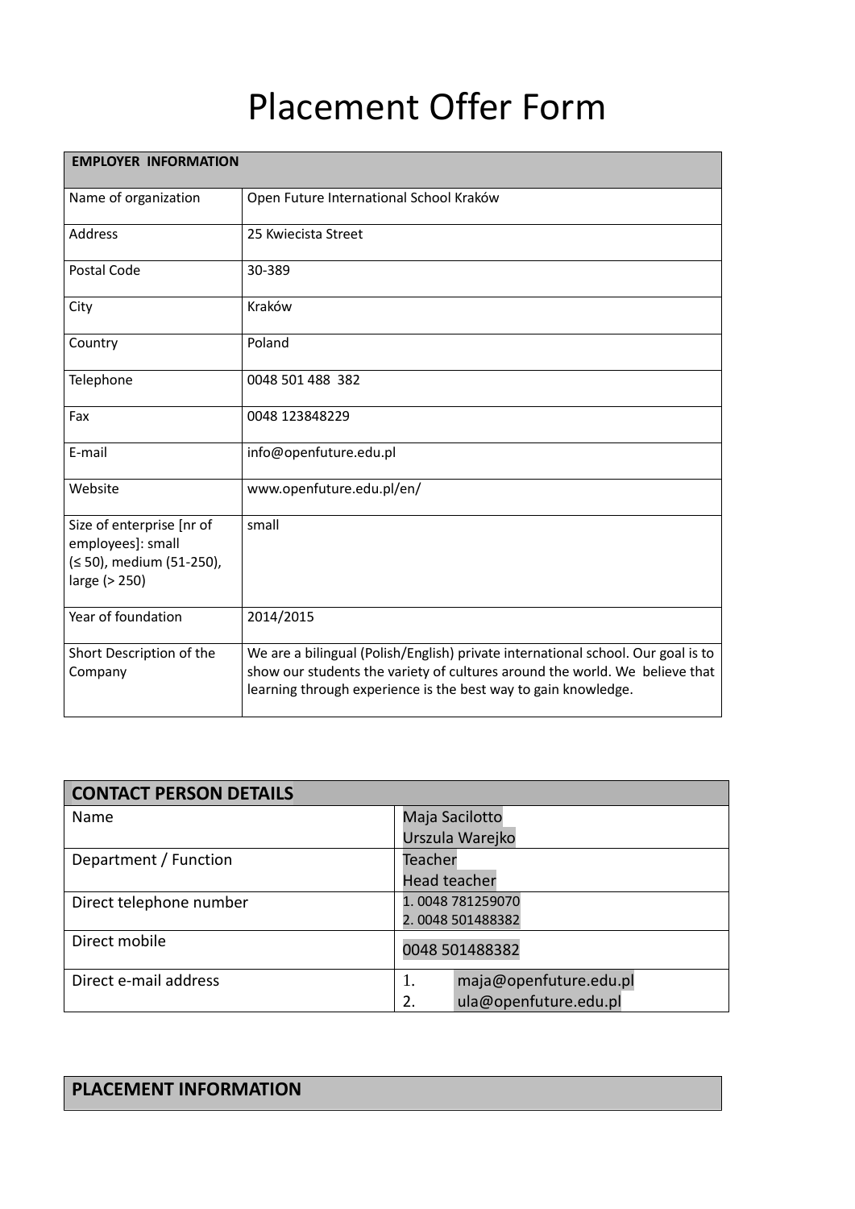# Placement Offer Form

| EMPLOYER INFORMATION | |
|---|---|
| Name of organization | Open Future International School Kraków |
| Address | 25 Kwiecista Street |
| Postal Code | 30-389 |
| City | Kraków |
| Country | Poland |
| Telephone | 0048 501 488 382 |
| Fax | 0048 123848229 |
| E-mail | info@openfuture.edu.pl |
| Website | www.openfuture.edu.pl/en/ |
| Size of enterprise [nr of employees]: small (≤ 50), medium (51-250), large (> 250) | small |
| Year of foundation | 2014/2015 |
| Short Description of the Company | We are a bilingual (Polish/English) private international school. Our goal is to show our students the variety of cultures around the world. We believe that learning through experience is the best way to gain knowledge. |

| CONTACT PERSON DETAILS | |
|---|---|
| Name | Maja Sacilotto<br>Urszula Warejko |
| Department / Function | Teacher<br>Head teacher |
| Direct telephone number | 1. 0048 781259070<br>2. 0048 501488382 |
| Direct mobile | 0048 501488382 |
| Direct e-mail address | 1. maja@openfuture.edu.pl<br>2. ula@openfuture.edu.pl |

| PLACEMENT INFORMATION |
|---|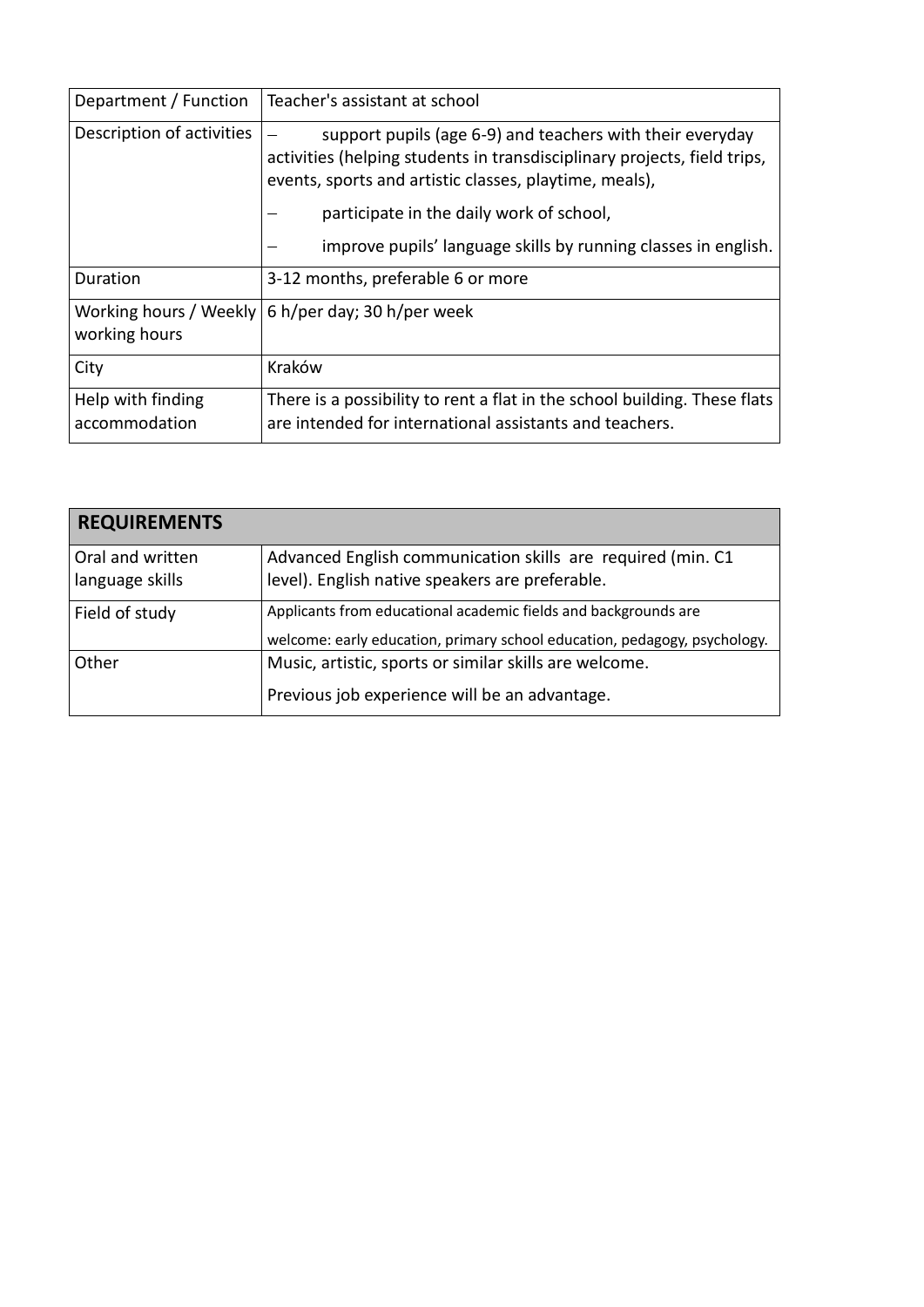| | |
|---|---|
| Department / Function | Teacher's assistant at school |
| Description of activities | – support pupils (age 6-9) and teachers with their everyday activities (helping students in transdisciplinary projects, field trips, events, sports and artistic classes, playtime, meals),<br>– participate in the daily work of school,<br>– improve pupils' language skills by running classes in english. |
| Duration | 3-12 months, preferable 6 or more |
| Working hours / Weekly working hours | 6 h/per day; 30 h/per week |
| City | Kraków |
| Help with finding accommodation | There is a possibility to rent a flat in the school building. These flats are intended for international assistants and teachers. |

| **REQUIREMENTS** | |
|---|---|
| Oral and written language skills | Advanced English communication skills are required (min. C1 level). English native speakers are preferable. |
| Field of study | Applicants from educational academic fields and backgrounds are welcome: early education, primary school education, pedagogy, psychology. |
| Other | Music, artistic, sports or similar skills are welcome.<br>Previous job experience will be an advantage. |